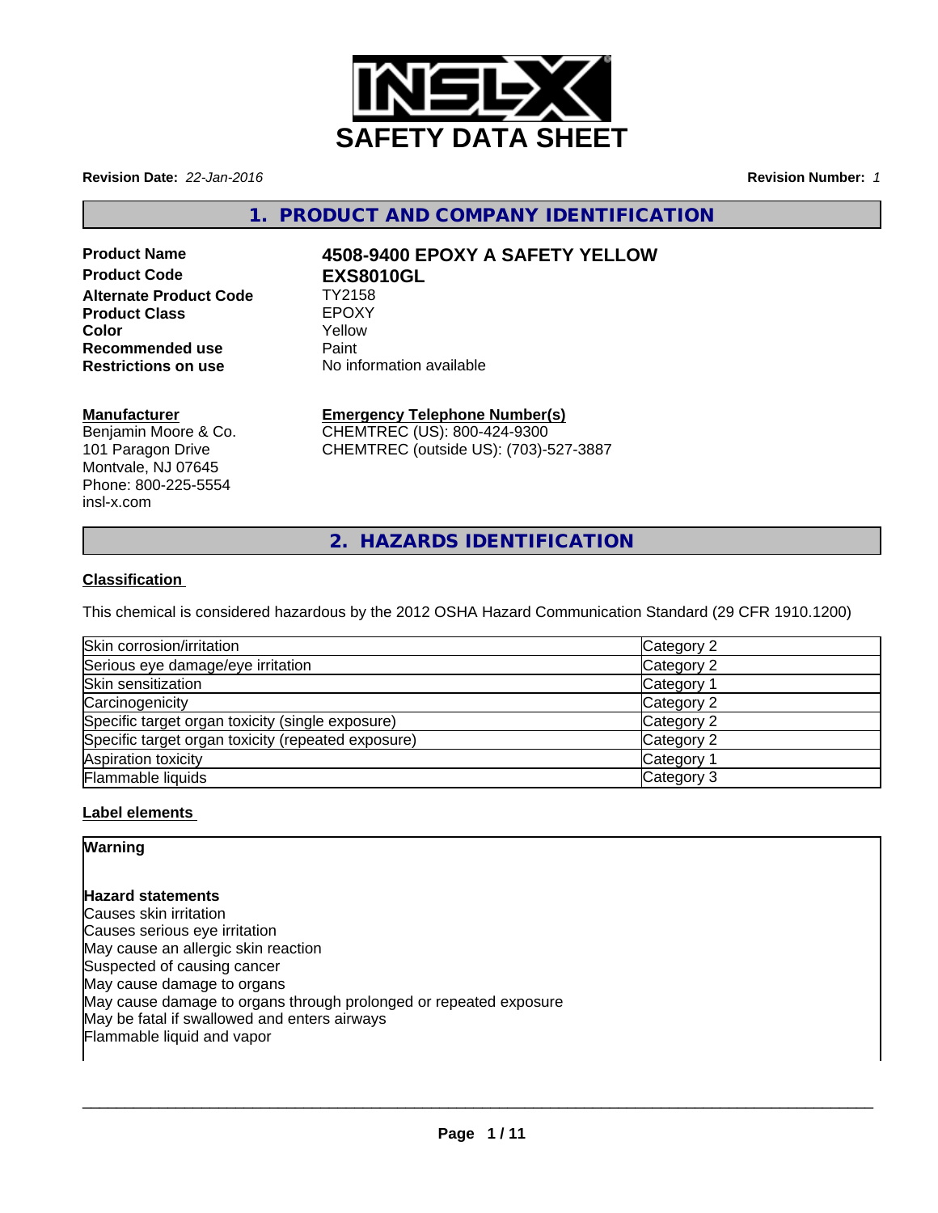# SAFETY DATA SHEET

**Revision Date:** *22-Jan-2016* **Revision Number:** *1*

## 1. PRODUCT AND COMPANY IDENTIFICATION

| | |
|---|---|
| **Product Name** | **4508-9400 EPOXY A SAFETY YELLOW** |
| **Product Code** | **EXS8010GL** |
| **Alternate Product Code** | TY2158 |
| **Product Class** | EPOXY |
| **Color** | Yellow |
| **Recommended use** | Paint |
| **Restrictions on use** | No information available |

**Manufacturer**
Benjamin Moore & Co.
101 Paragon Drive
Montvale, NJ 07645
Phone: 800-225-5554
insl-x.com

**Emergency Telephone Number(s)**
CHEMTREC (US): 800-424-9300
CHEMTREC (outside US): (703)-527-3887

## 2. HAZARDS IDENTIFICATION

**Classification**

This chemical is considered hazardous by the 2012 OSHA Hazard Communication Standard (29 CFR 1910.1200)

| | |
|---|---|
| Skin corrosion/irritation | Category 2 |
| Serious eye damage/eye irritation | Category 2 |
| Skin sensitization | Category 1 |
| Carcinogenicity | Category 2 |
| Specific target organ toxicity (single exposure) | Category 2 |
| Specific target organ toxicity (repeated exposure) | Category 2 |
| Aspiration toxicity | Category 1 |
| Flammable liquids | Category 3 |

**Label elements**

**Warning**

**Hazard statements**
Causes skin irritation
Causes serious eye irritation
May cause an allergic skin reaction
Suspected of causing cancer
May cause damage to organs
May cause damage to organs through prolonged or repeated exposure
May be fatal if swallowed and enters airways
Flammable liquid and vapor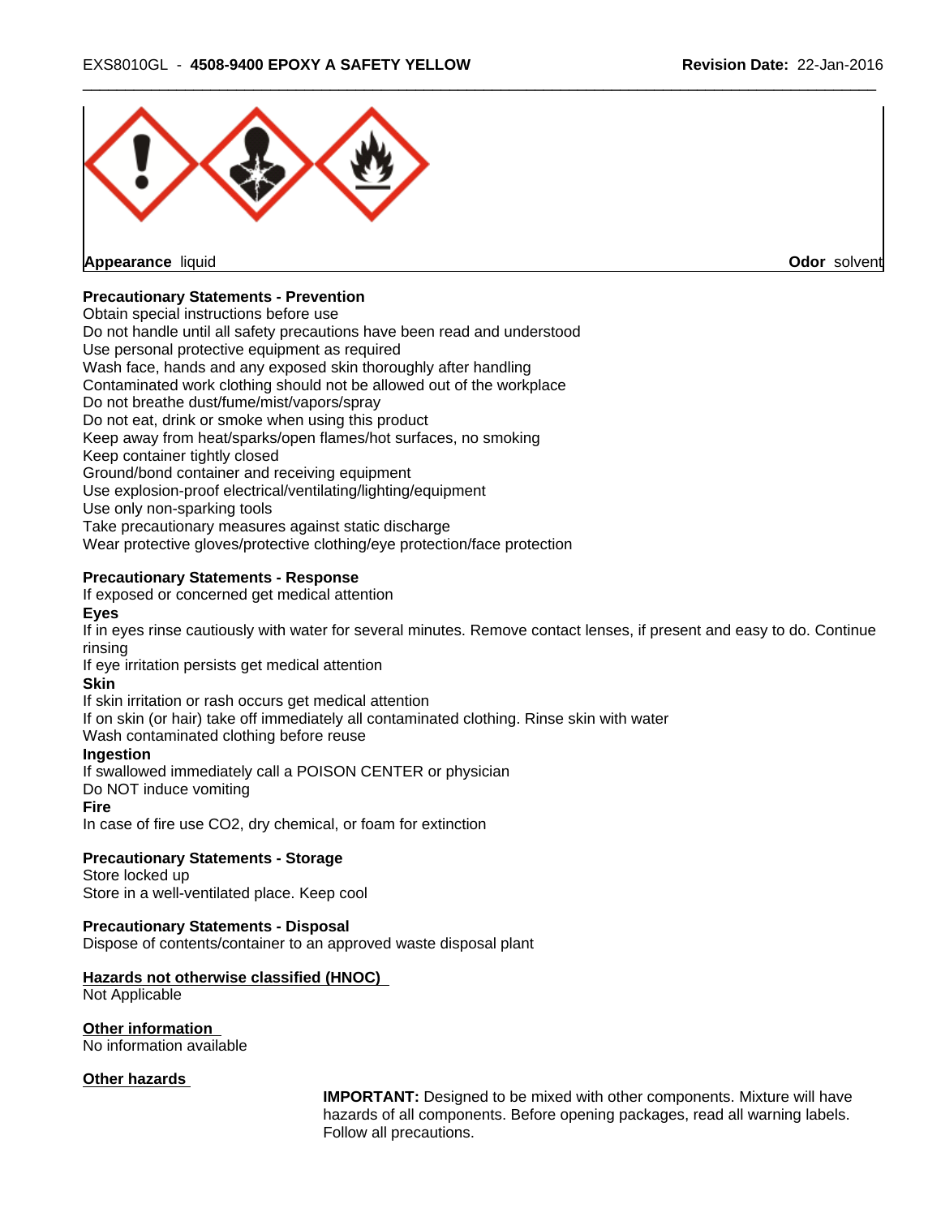**Appearance** liquid **Odor** solvent

**Precautionary Statements - Prevention**

Obtain special instructions before use
Do not handle until all safety precautions have been read and understood
Use personal protective equipment as required
Wash face, hands and any exposed skin thoroughly after handling
Contaminated work clothing should not be allowed out of the workplace
Do not breathe dust/fume/mist/vapors/spray
Do not eat, drink or smoke when using this product
Keep away from heat/sparks/open flames/hot surfaces, no smoking
Keep container tightly closed
Ground/bond container and receiving equipment
Use explosion-proof electrical/ventilating/lighting/equipment
Use only non-sparking tools
Take precautionary measures against static discharge
Wear protective gloves/protective clothing/eye protection/face protection

**Precautionary Statements - Response**

If exposed or concerned get medical attention

**Eyes**

If in eyes rinse cautiously with water for several minutes. Remove contact lenses, if present and easy to do. Continue rinsing
If eye irritation persists get medical attention

**Skin**

If skin irritation or rash occurs get medical attention
If on skin (or hair) take off immediately all contaminated clothing. Rinse skin with water
Wash contaminated clothing before reuse

**Ingestion**

If swallowed immediately call a POISON CENTER or physician
Do NOT induce vomiting

**Fire**

In case of fire use $CO_2$, dry chemical, or foam for extinction

**Precautionary Statements - Storage**

Store locked up
Store in a well-ventilated place. Keep cool

**Precautionary Statements - Disposal**

Dispose of contents/container to an approved waste disposal plant

**Hazards not otherwise classified (HNOC)**

Not Applicable

**Other information**

No information available

**Other hazards**

**IMPORTANT:** Designed to be mixed with other components. Mixture will have hazards of all components. Before opening packages, read all warning labels. Follow all precautions.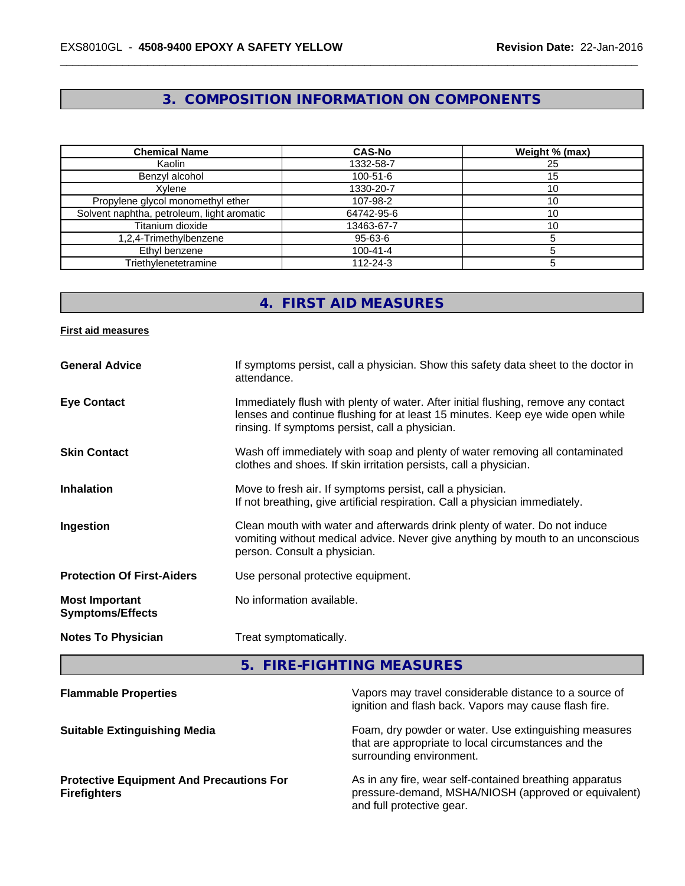## 3. COMPOSITION INFORMATION ON COMPONENTS

| Chemical Name | CAS-No | Weight % (max) |
|---|---|---|
| Kaolin | 1332-58-7 | 25 |
| Benzyl alcohol | 100-51-6 | 15 |
| Xylene | 1330-20-7 | 10 |
| Propylene glycol monomethyl ether | 107-98-2 | 10 |
| Solvent naphtha, petroleum, light aromatic | 64742-95-6 | 10 |
| Titanium dioxide | 13463-67-7 | 10 |
| 1,2,4-Trimethylbenzene | 95-63-6 | 5 |
| Ethyl benzene | 100-41-4 | 5 |
| Triethylenetetramine | 112-24-3 | 5 |

## 4. FIRST AID MEASURES

**First aid measures**

**General Advice** If symptoms persist, call a physician. Show this safety data sheet to the doctor in attendance.

**Eye Contact** Immediately flush with plenty of water. After initial flushing, remove any contact lenses and continue flushing for at least 15 minutes. Keep eye wide open while rinsing. If symptoms persist, call a physician.

**Skin Contact** Wash off immediately with soap and plenty of water removing all contaminated clothes and shoes. If skin irritation persists, call a physician.

**Inhalation** Move to fresh air. If symptoms persist, call a physician.
If not breathing, give artificial respiration. Call a physician immediately.

**Ingestion** Clean mouth with water and afterwards drink plenty of water. Do not induce vomiting without medical advice. Never give anything by mouth to an unconscious person. Consult a physician.

**Protection Of First-Aiders** Use personal protective equipment.

**Most Important Symptoms/Effects** No information available.

**Notes To Physician** Treat symptomatically.

## 5. FIRE-FIGHTING MEASURES

**Flammable Properties** Vapors may travel considerable distance to a source of ignition and flash back. Vapors may cause flash fire.

**Suitable Extinguishing Media** Foam, dry powder or water. Use extinguishing measures that are appropriate to local circumstances and the surrounding environment.

**Protective Equipment And Precautions For Firefighters** As in any fire, wear self-contained breathing apparatus pressure-demand, MSHA/NIOSH (approved or equivalent) and full protective gear.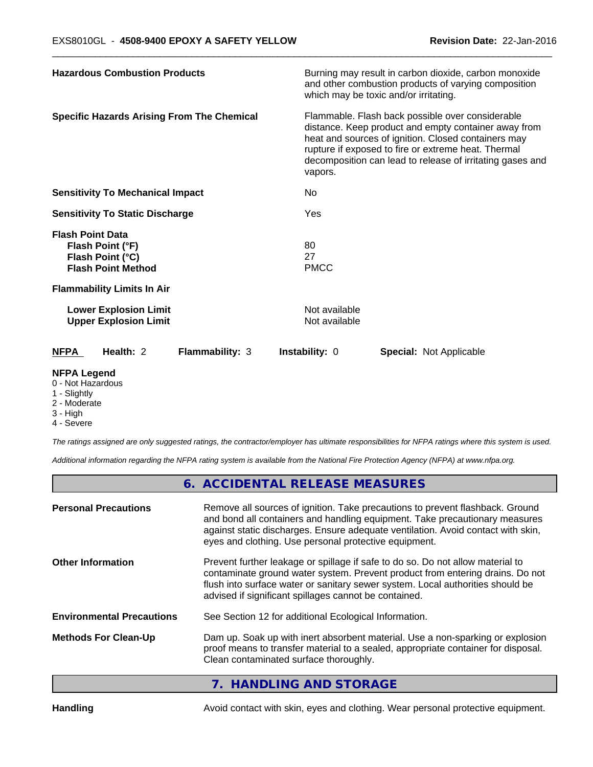| | |
|---|---|
| **Hazardous Combustion Products** | Burning may result in carbon dioxide, carbon monoxide and other combustion products of varying composition which may be toxic and/or irritating. |
| **Specific Hazards Arising From The Chemical** | Flammable. Flash back possible over considerable distance. Keep product and empty container away from heat and sources of ignition. Closed containers may rupture if exposed to fire or extreme heat. Thermal decomposition can lead to release of irritating gases and vapors. |
| **Sensitivity To Mechanical Impact** | No |
| **Sensitivity To Static Discharge** | Yes |
| **Flash Point Data** | |
| **Flash Point (°F)** | 80 |
| **Flash Point (°C)** | 27 |
| **Flash Point Method** | PMCC |
| **Flammability Limits In Air** | |
| **Lower Explosion Limit** | Not available |
| **Upper Explosion Limit** | Not available |

**NFPA** **Health:** 2 **Flammability:** 3 **Instability:** 0 **Special:** Not Applicable

**NFPA Legend**
0 - Not Hazardous
1 - Slightly
2 - Moderate
3 - High
4 - Severe

*The ratings assigned are only suggested ratings, the contractor/employer has ultimate responsibilities for NFPA ratings where this system is used.*

*Additional information regarding the NFPA rating system is available from the National Fire Protection Agency (NFPA) at www.nfpa.org.*

## 6. ACCIDENTAL RELEASE MEASURES

| | |
|---|---|
| **Personal Precautions** | Remove all sources of ignition. Take precautions to prevent flashback. Ground and bond all containers and handling equipment. Take precautionary measures against static discharges. Ensure adequate ventilation. Avoid contact with skin, eyes and clothing. Use personal protective equipment. |
| **Other Information** | Prevent further leakage or spillage if safe to do so. Do not allow material to contaminate ground water system. Prevent product from entering drains. Do not flush into surface water or sanitary sewer system. Local authorities should be advised if significant spillages cannot be contained. |
| **Environmental Precautions** | See Section 12 for additional Ecological Information. |
| **Methods For Clean-Up** | Dam up. Soak up with inert absorbent material. Use a non-sparking or explosion proof means to transfer material to a sealed, appropriate container for disposal. Clean contaminated surface thoroughly. |

## 7. HANDLING AND STORAGE

| | |
|---|---|
| **Handling** | Avoid contact with skin, eyes and clothing. Wear personal protective equipment. |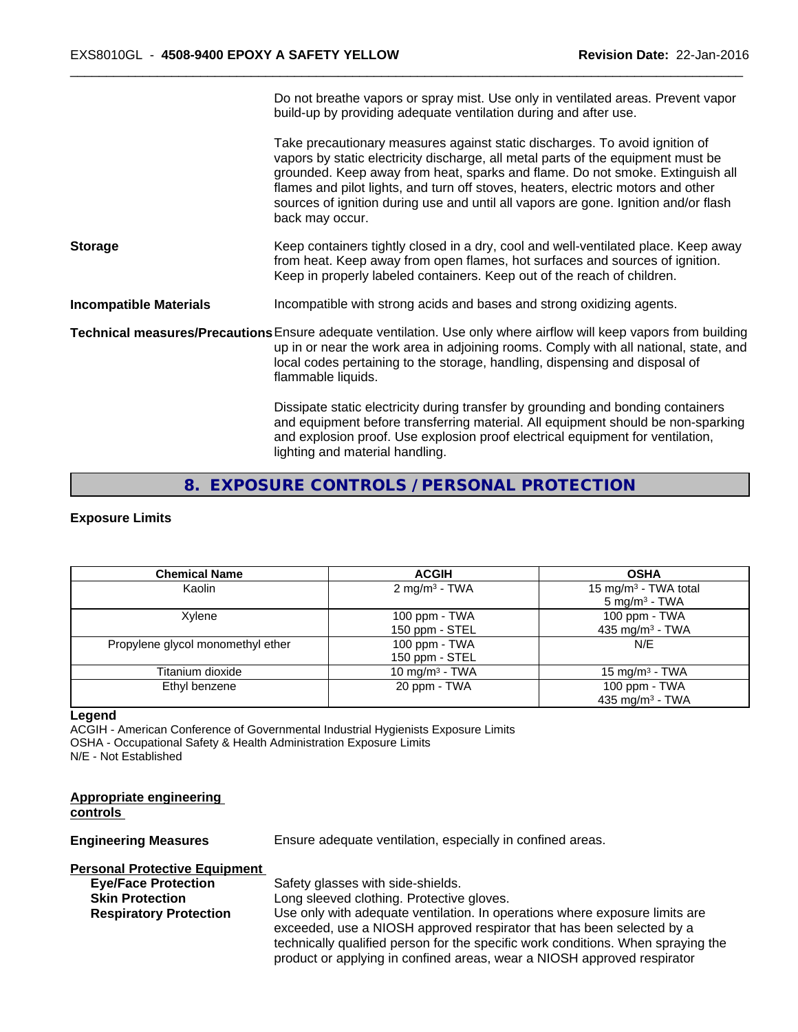Do not breathe vapors or spray mist. Use only in ventilated areas. Prevent vapor build-up by providing adequate ventilation during and after use.

Take precautionary measures against static discharges. To avoid ignition of vapors by static electricity discharge, all metal parts of the equipment must be grounded. Keep away from heat, sparks and flame. Do not smoke. Extinguish all flames and pilot lights, and turn off stoves, heaters, electric motors and other sources of ignition during use and until all vapors are gone. Ignition and/or flash back may occur.

**Storage** Keep containers tightly closed in a dry, cool and well-ventilated place. Keep away from heat. Keep away from open flames, hot surfaces and sources of ignition. Keep in properly labeled containers. Keep out of the reach of children.

**Incompatible Materials** Incompatible with strong acids and bases and strong oxidizing agents.

**Technical measures/Precautions** Ensure adequate ventilation. Use only where airflow will keep vapors from building up in or near the work area in adjoining rooms. Comply with all national, state, and local codes pertaining to the storage, handling, dispensing and disposal of flammable liquids.

Dissipate static electricity during transfer by grounding and bonding containers and equipment before transferring material. All equipment should be non-sparking and explosion proof. Use explosion proof electrical equipment for ventilation, lighting and material handling.

## 8. EXPOSURE CONTROLS / PERSONAL PROTECTION

**Exposure Limits**

| Chemical Name | ACGIH | OSHA |
|---|---|---|
| Kaolin | 2 mg/m³ - TWA | 15 mg/m³ - TWA total<br>5 mg/m³ - TWA |
| Xylene | 100 ppm - TWA<br>150 ppm - STEL | 100 ppm - TWA<br>435 mg/m³ - TWA |
| Propylene glycol monomethyl ether | 100 ppm - TWA<br>150 ppm - STEL | N/E |
| Titanium dioxide | 10 mg/m³ - TWA | 15 mg/m³ - TWA |
| Ethyl benzene | 20 ppm - TWA | 100 ppm - TWA<br>435 mg/m³ - TWA |

**Legend**
ACGIH - American Conference of Governmental Industrial Hygienists Exposure Limits
OSHA - Occupational Safety & Health Administration Exposure Limits
N/E - Not Established

**Appropriate engineering controls**

**Engineering Measures** Ensure adequate ventilation, especially in confined areas.

**Personal Protective Equipment**

**Eye/Face Protection** Safety glasses with side-shields.

**Skin Protection** Long sleeved clothing. Protective gloves.

**Respiratory Protection** Use only with adequate ventilation. In operations where exposure limits are exceeded, use a NIOSH approved respirator that has been selected by a technically qualified person for the specific work conditions. When spraying the product or applying in confined areas, wear a NIOSH approved respirator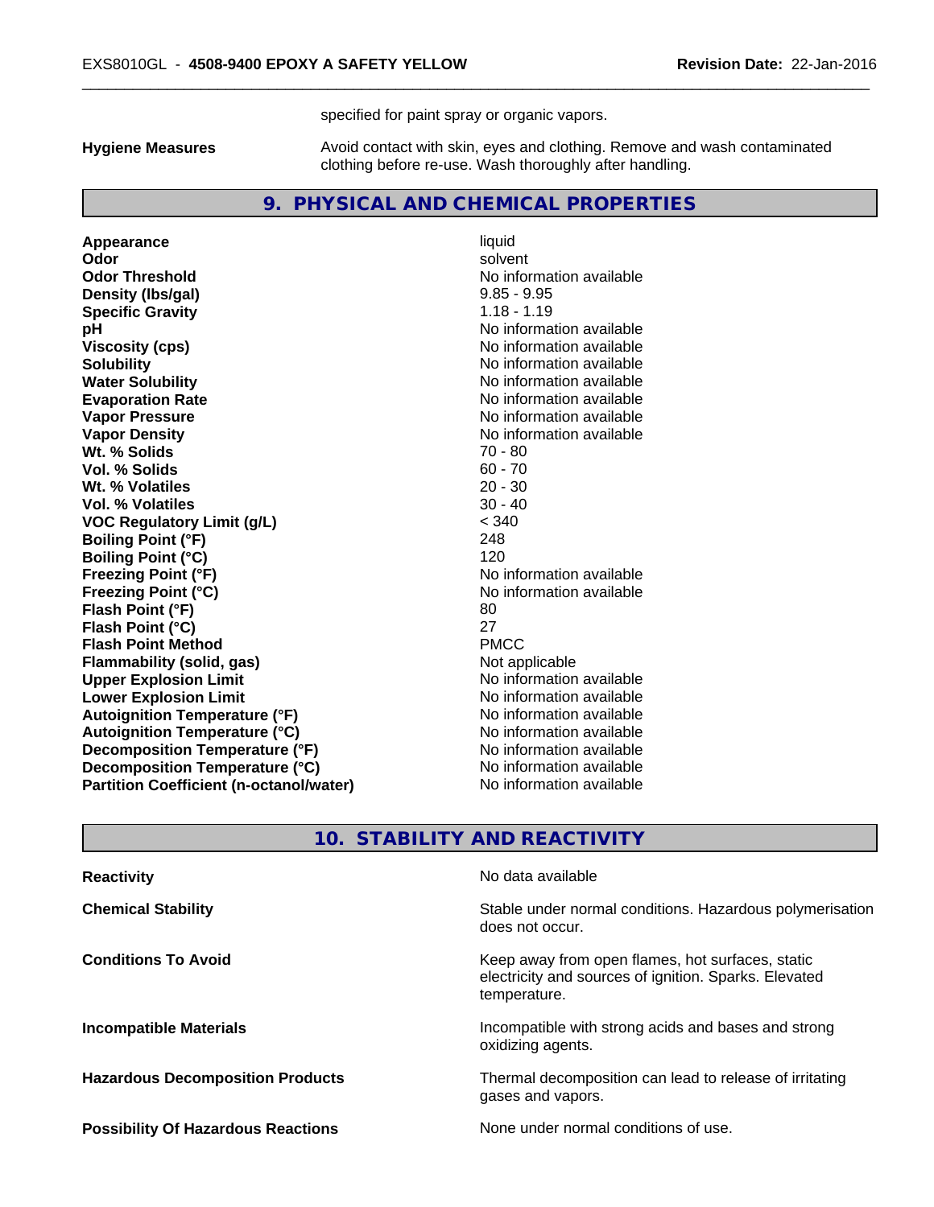specified for paint spray or organic vapors.

**Hygiene Measures** Avoid contact with skin, eyes and clothing. Remove and wash contaminated clothing before re-use. Wash thoroughly after handling.

## 9. PHYSICAL AND CHEMICAL PROPERTIES

| Property | Value |
| --- | --- |
| **Appearance** | liquid |
| **Odor** | solvent |
| **Odor Threshold** | No information available |
| **Density (lbs/gal)** | 9.85 - 9.95 |
| **Specific Gravity** | 1.18 - 1.19 |
| **pH** | No information available |
| **Viscosity (cps)** | No information available |
| **Solubility** | No information available |
| **Water Solubility** | No information available |
| **Evaporation Rate** | No information available |
| **Vapor Pressure** | No information available |
| **Vapor Density** | No information available |
| **Wt. % Solids** | 70 - 80 |
| **Vol. % Solids** | 60 - 70 |
| **Wt. % Volatiles** | 20 - 30 |
| **Vol. % Volatiles** | 30 - 40 |
| **VOC Regulatory Limit (g/L)** | < 340 |
| **Boiling Point (°F)** | 248 |
| **Boiling Point (°C)** | 120 |
| **Freezing Point (°F)** | No information available |
| **Freezing Point (°C)** | No information available |
| **Flash Point (°F)** | 80 |
| **Flash Point (°C)** | 27 |
| **Flash Point Method** | PMCC |
| **Flammability (solid, gas)** | Not applicable |
| **Upper Explosion Limit** | No information available |
| **Lower Explosion Limit** | No information available |
| **Autoignition Temperature (°F)** | No information available |
| **Autoignition Temperature (°C)** | No information available |
| **Decomposition Temperature (°F)** | No information available |
| **Decomposition Temperature (°C)** | No information available |
| **Partition Coefficient (n-octanol/water)** | No information available |

## 10. STABILITY AND REACTIVITY

**Reactivity** No data available

**Chemical Stability** Stable under normal conditions. Hazardous polymerisation does not occur.

**Conditions To Avoid** Keep away from open flames, hot surfaces, static electricity and sources of ignition. Sparks. Elevated temperature.

**Incompatible Materials** Incompatible with strong acids and bases and strong oxidizing agents.

**Hazardous Decomposition Products** Thermal decomposition can lead to release of irritating gases and vapors.

**Possibility Of Hazardous Reactions** None under normal conditions of use.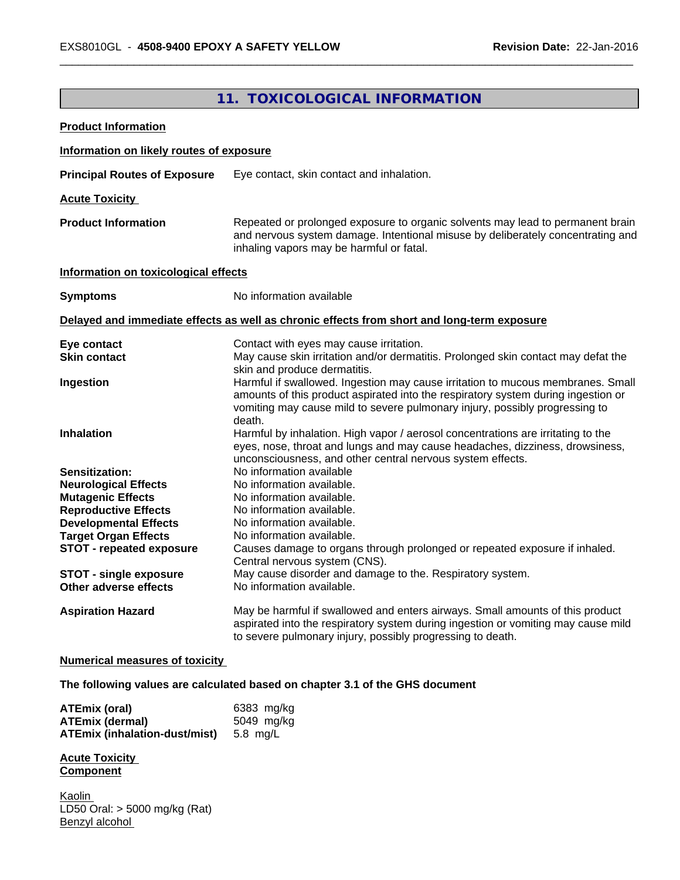## 11. TOXICOLOGICAL INFORMATION

**Product Information**

**Information on likely routes of exposure**

**Principal Routes of Exposure** Eye contact, skin contact and inhalation.

**Acute Toxicity**

**Product Information** Repeated or prolonged exposure to organic solvents may lead to permanent brain and nervous system damage. Intentional misuse by deliberately concentrating and inhaling vapors may be harmful or fatal.

**Information on toxicological effects**

**Symptoms** No information available

**Delayed and immediate effects as well as chronic effects from short and long-term exposure**

**Eye contact** Contact with eyes may cause irritation.

**Skin contact** May cause skin irritation and/or dermatitis. Prolonged skin contact may defat the skin and produce dermatitis.

**Ingestion** Harmful if swallowed. Ingestion may cause irritation to mucous membranes. Small amounts of this product aspirated into the respiratory system during ingestion or vomiting may cause mild to severe pulmonary injury, possibly progressing to death.

**Inhalation** Harmful by inhalation. High vapor / aerosol concentrations are irritating to the eyes, nose, throat and lungs and may cause headaches, dizziness, drowsiness, unconsciousness, and other central nervous system effects.

**Sensitization:** No information available

**Neurological Effects** No information available.

**Mutagenic Effects** No information available.

**Reproductive Effects** No information available.

**Developmental Effects** No information available.

**Target Organ Effects** No information available.

**STOT - repeated exposure** Causes damage to organs through prolonged or repeated exposure if inhaled. Central nervous system (CNS).

**STOT - single exposure** May cause disorder and damage to the. Respiratory system.

**Other adverse effects** No information available.

**Aspiration Hazard** May be harmful if swallowed and enters airways. Small amounts of this product aspirated into the respiratory system during ingestion or vomiting may cause mild to severe pulmonary injury, possibly progressing to death.

**Numerical measures of toxicity**

**The following values are calculated based on chapter 3.1 of the GHS document**

**ATEmix (oral)** 6383 mg/kg
**ATEmix (dermal)** 5049 mg/kg
**ATEmix (inhalation-dust/mist)** 5.8 mg/L

**Acute Toxicity**
**Component**

Kaolin
LD50 Oral: > 5000 mg/kg (Rat)
Benzyl alcohol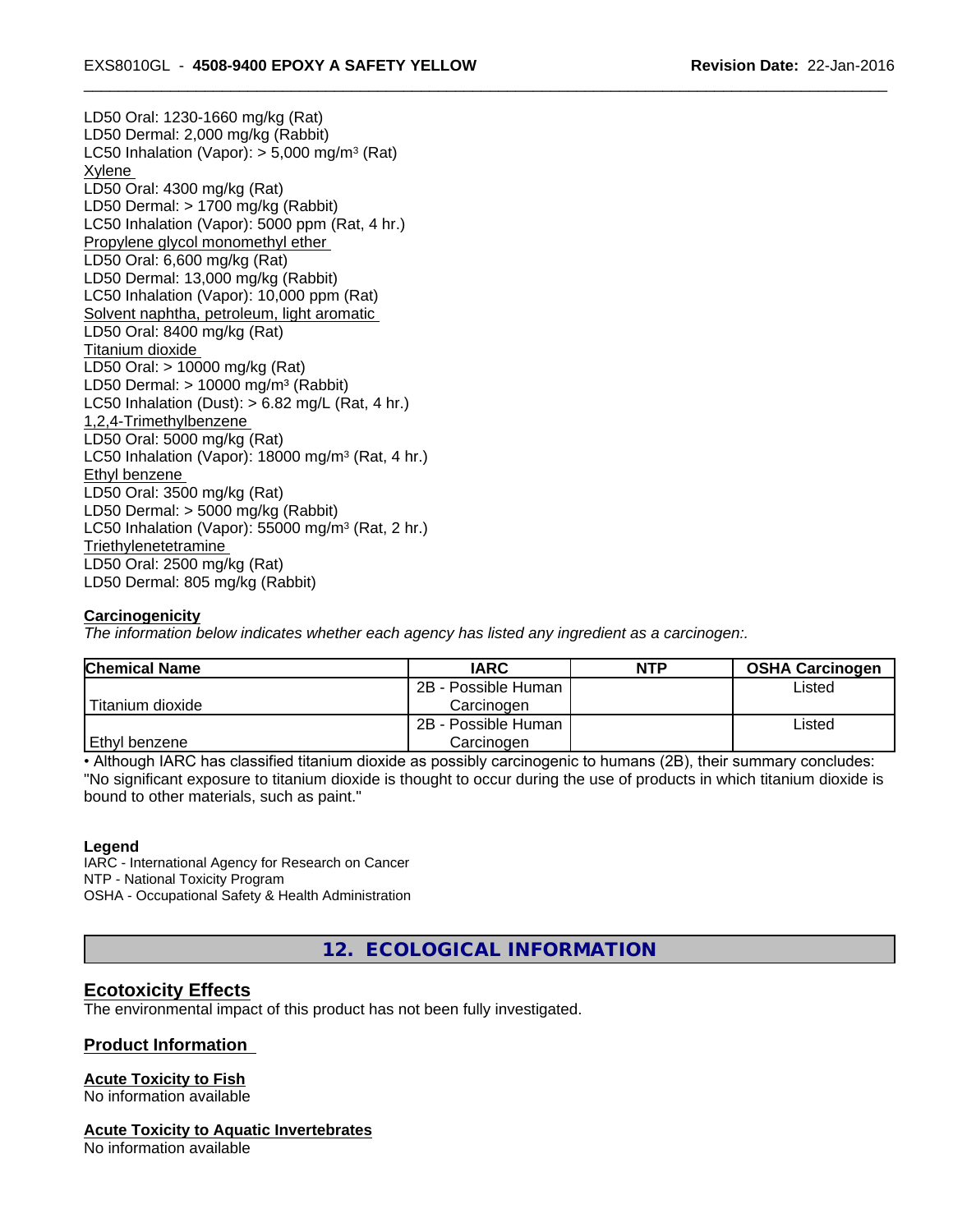LD50 Oral: 1230-1660 mg/kg (Rat)
LD50 Dermal: 2,000 mg/kg (Rabbit)
LC50 Inhalation (Vapor): > 5,000 mg/m³ (Rat)

Xylene
LD50 Oral: 4300 mg/kg (Rat)
LD50 Dermal: > 1700 mg/kg (Rabbit)
LC50 Inhalation (Vapor): 5000 ppm (Rat, 4 hr.)

Propylene glycol monomethyl ether
LD50 Oral: 6,600 mg/kg (Rat)
LD50 Dermal: 13,000 mg/kg (Rabbit)
LC50 Inhalation (Vapor): 10,000 ppm (Rat)

Solvent naphtha, petroleum, light aromatic
LD50 Oral: 8400 mg/kg (Rat)

Titanium dioxide
LD50 Oral: > 10000 mg/kg (Rat)
LD50 Dermal: > 10000 mg/m³ (Rabbit)
LC50 Inhalation (Dust): > 6.82 mg/L (Rat, 4 hr.)

1,2,4-Trimethylbenzene
LD50 Oral: 5000 mg/kg (Rat)
LC50 Inhalation (Vapor): 18000 mg/m³ (Rat, 4 hr.)

Ethyl benzene
LD50 Oral: 3500 mg/kg (Rat)
LD50 Dermal: > 5000 mg/kg (Rabbit)
LC50 Inhalation (Vapor): 55000 mg/m³ (Rat, 2 hr.)

Triethylenetetramine
LD50 Oral: 2500 mg/kg (Rat)
LD50 Dermal: 805 mg/kg (Rabbit)

**Carcinogenicity**

*The information below indicates whether each agency has listed any ingredient as a carcinogen:.*

| Chemical Name | IARC | NTP | OSHA Carcinogen |
|---|---|---|---|
| Titanium dioxide | 2B - Possible Human Carcinogen | | Listed |
| Ethyl benzene | 2B - Possible Human Carcinogen | | Listed |

• Although IARC has classified titanium dioxide as possibly carcinogenic to humans (2B), their summary concludes: "No significant exposure to titanium dioxide is thought to occur during the use of products in which titanium dioxide is bound to other materials, such as paint."

**Legend**

IARC - International Agency for Research on Cancer
NTP - National Toxicity Program
OSHA - Occupational Safety & Health Administration

## 12. ECOLOGICAL INFORMATION

### Ecotoxicity Effects

The environmental impact of this product has not been fully investigated.

### Product Information

**Acute Toxicity to Fish**
No information available

**Acute Toxicity to Aquatic Invertebrates**
No information available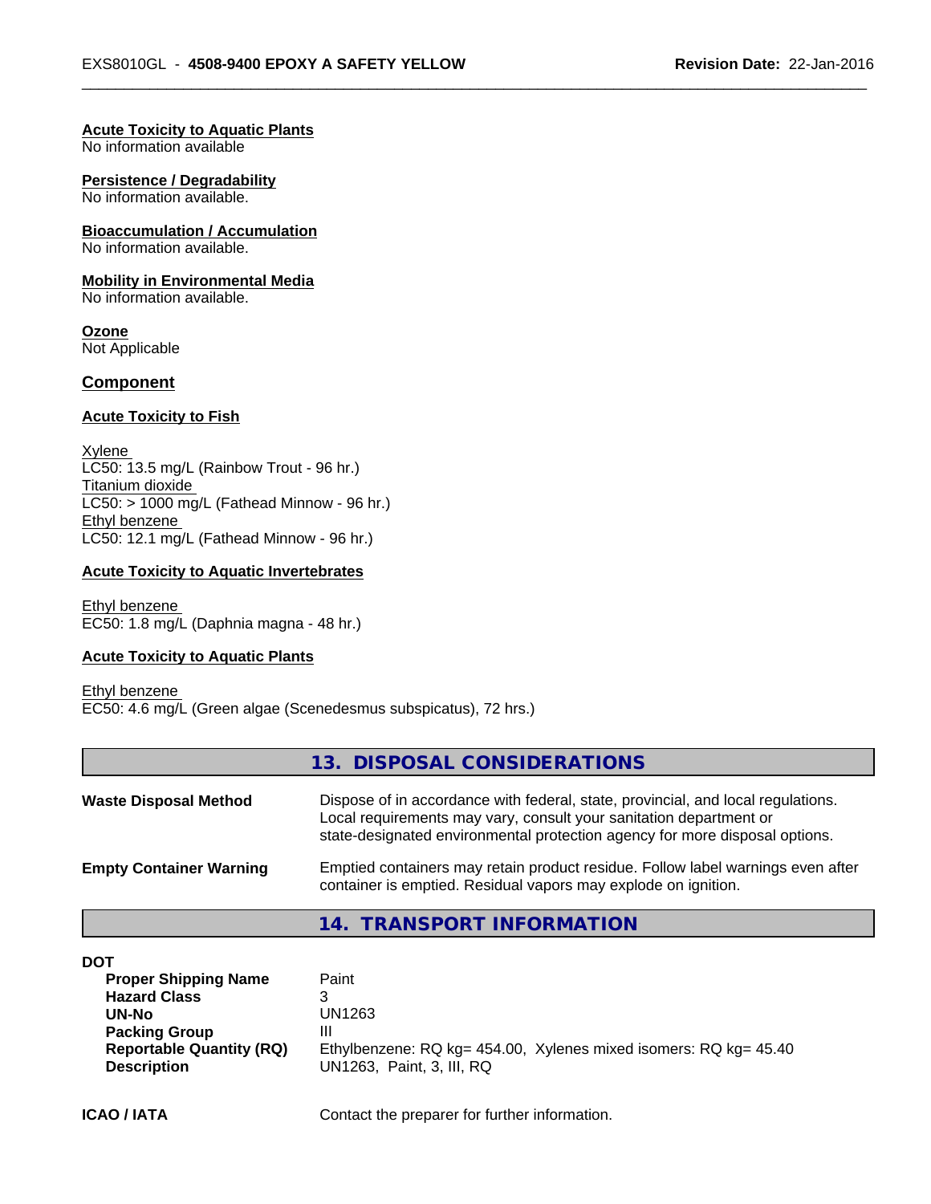**Acute Toxicity to Aquatic Plants**
No information available

**Persistence / Degradability**
No information available.

**Bioaccumulation / Accumulation**
No information available.

**Mobility in Environmental Media**
No information available.

**Ozone**
Not Applicable

**Component**

**Acute Toxicity to Fish**

Xylene
LC50: 13.5 mg/L (Rainbow Trout - 96 hr.)
Titanium dioxide
LC50: > 1000 mg/L (Fathead Minnow - 96 hr.)
Ethyl benzene
LC50: 12.1 mg/L (Fathead Minnow - 96 hr.)

**Acute Toxicity to Aquatic Invertebrates**

Ethyl benzene
EC50: 1.8 mg/L (Daphnia magna - 48 hr.)

**Acute Toxicity to Aquatic Plants**

Ethyl benzene
EC50: 4.6 mg/L (Green algae (Scenedesmus subspicatus), 72 hrs.)

## 13. DISPOSAL CONSIDERATIONS

| | |
|---|---|
| **Waste Disposal Method** | Dispose of in accordance with federal, state, provincial, and local regulations. Local requirements may vary, consult your sanitation department or state-designated environmental protection agency for more disposal options. |
| **Empty Container Warning** | Emptied containers may retain product residue. Follow label warnings even after container is emptied. Residual vapors may explode on ignition. |

## 14. TRANSPORT INFORMATION

**DOT**

| | |
|---|---|
| **Proper Shipping Name** | Paint |
| **Hazard Class** | 3 |
| **UN-No** | UN1263 |
| **Packing Group** | III |
| **Reportable Quantity (RQ)** | Ethylbenzene: RQ kg= 454.00, Xylenes mixed isomers: RQ kg= 45.40 |
| **Description** | UN1263, Paint, 3, III, RQ |

**ICAO / IATA** Contact the preparer for further information.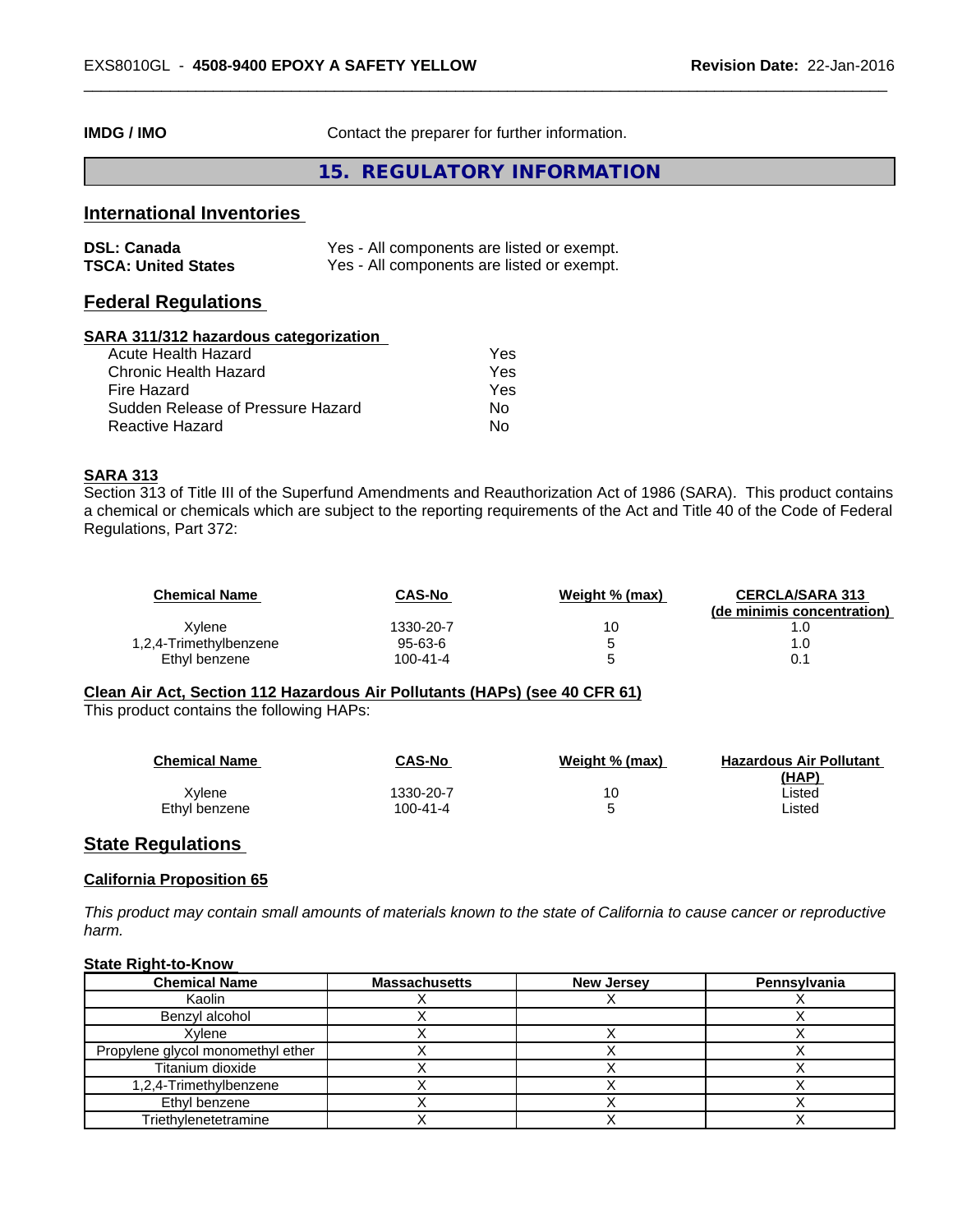**IMDG / IMO** Contact the preparer for further information.

## 15. REGULATORY INFORMATION

### International Inventories

| | |
|---|---|
| **DSL: Canada** | Yes - All components are listed or exempt. |
| **TSCA: United States** | Yes - All components are listed or exempt. |

### Federal Regulations

**SARA 311/312 hazardous categorization**

| | |
|---|---|
| Acute Health Hazard | Yes |
| Chronic Health Hazard | Yes |
| Fire Hazard | Yes |
| Sudden Release of Pressure Hazard | No |
| Reactive Hazard | No |

**SARA 313**

Section 313 of Title III of the Superfund Amendments and Reauthorization Act of 1986 (SARA). This product contains a chemical or chemicals which are subject to the reporting requirements of the Act and Title 40 of the Code of Federal Regulations, Part 372:

| Chemical Name | CAS-No | Weight % (max) | CERCLA/SARA 313 (de minimis concentration) |
|---|---|---|---|
| Xylene | 1330-20-7 | 10 | 1.0 |
| 1,2,4-Trimethylbenzene | 95-63-6 | 5 | 1.0 |
| Ethyl benzene | 100-41-4 | 5 | 0.1 |

**Clean Air Act, Section 112 Hazardous Air Pollutants (HAPs) (see 40 CFR 61)**

This product contains the following HAPs:

| Chemical Name | CAS-No | Weight % (max) | Hazardous Air Pollutant (HAP) |
|---|---|---|---|
| Xylene | 1330-20-7 | 10 | Listed |
| Ethyl benzene | 100-41-4 | 5 | Listed |

### State Regulations

**California Proposition 65**

*This product may contain small amounts of materials known to the state of California to cause cancer or reproductive harm.*

**State Right-to-Know**

| Chemical Name | Massachusetts | New Jersey | Pennsylvania |
|---|---|---|---|
| Kaolin | X | X | X |
| Benzyl alcohol | X | | X |
| Xylene | X | X | X |
| Propylene glycol monomethyl ether | X | X | X |
| Titanium dioxide | X | X | X |
| 1,2,4-Trimethylbenzene | X | X | X |
| Ethyl benzene | X | X | X |
| Triethylenetetramine | X | X | X |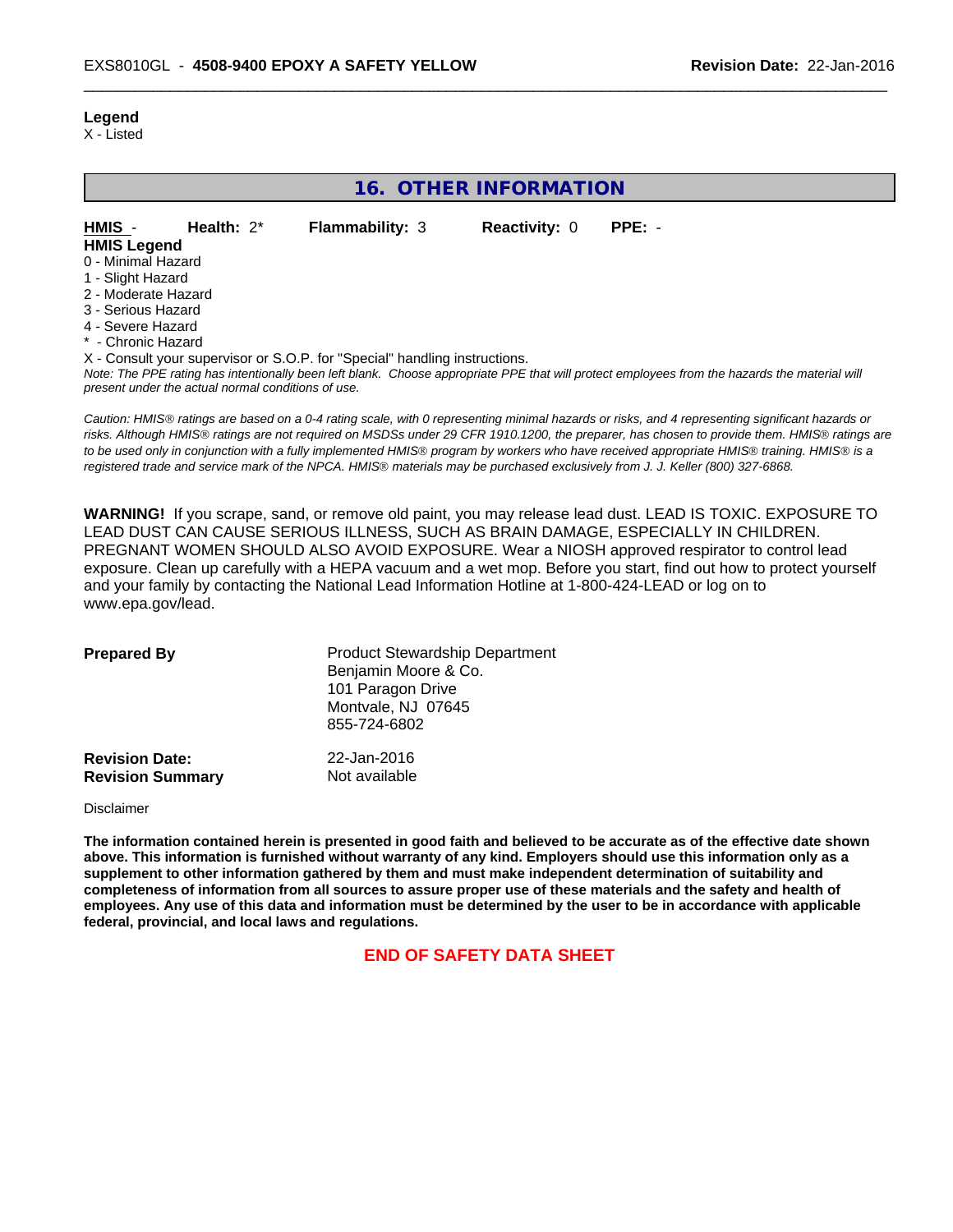**Legend**
X - Listed

## 16. OTHER INFORMATION

**HMIS** - **Health:** 2* **Flammability:** 3 **Reactivity:** 0 **PPE:** -

**HMIS Legend**
0 - Minimal Hazard
1 - Slight Hazard
2 - Moderate Hazard
3 - Serious Hazard
4 - Severe Hazard
* - Chronic Hazard
X - Consult your supervisor or S.O.P. for "Special" handling instructions.

*Note: The PPE rating has intentionally been left blank. Choose appropriate PPE that will protect employees from the hazards the material will present under the actual normal conditions of use.*

*Caution: HMIS® ratings are based on a 0-4 rating scale, with 0 representing minimal hazards or risks, and 4 representing significant hazards or risks. Although HMIS® ratings are not required on MSDSs under 29 CFR 1910.1200, the preparer, has chosen to provide them. HMIS® ratings are to be used only in conjunction with a fully implemented HMIS® program by workers who have received appropriate HMIS® training. HMIS® is a registered trade and service mark of the NPCA. HMIS® materials may be purchased exclusively from J. J. Keller (800) 327-6868.*

**WARNING!** If you scrape, sand, or remove old paint, you may release lead dust. LEAD IS TOXIC. EXPOSURE TO LEAD DUST CAN CAUSE SERIOUS ILLNESS, SUCH AS BRAIN DAMAGE, ESPECIALLY IN CHILDREN. PREGNANT WOMEN SHOULD ALSO AVOID EXPOSURE. Wear a NIOSH approved respirator to control lead exposure. Clean up carefully with a HEPA vacuum and a wet mop. Before you start, find out how to protect yourself and your family by contacting the National Lead Information Hotline at 1-800-424-LEAD or log on to www.epa.gov/lead.

**Prepared By**
Product Stewardship Department
Benjamin Moore & Co.
101 Paragon Drive
Montvale, NJ 07645
855-724-6802

**Revision Date:** 22-Jan-2016
**Revision Summary** Not available

Disclaimer

**The information contained herein is presented in good faith and believed to be accurate as of the effective date shown above. This information is furnished without warranty of any kind. Employers should use this information only as a supplement to other information gathered by them and must make independent determination of suitability and completeness of information from all sources to assure proper use of these materials and the safety and health of employees. Any use of this data and information must be determined by the user to be in accordance with applicable federal, provincial, and local laws and regulations.**

**END OF SAFETY DATA SHEET**